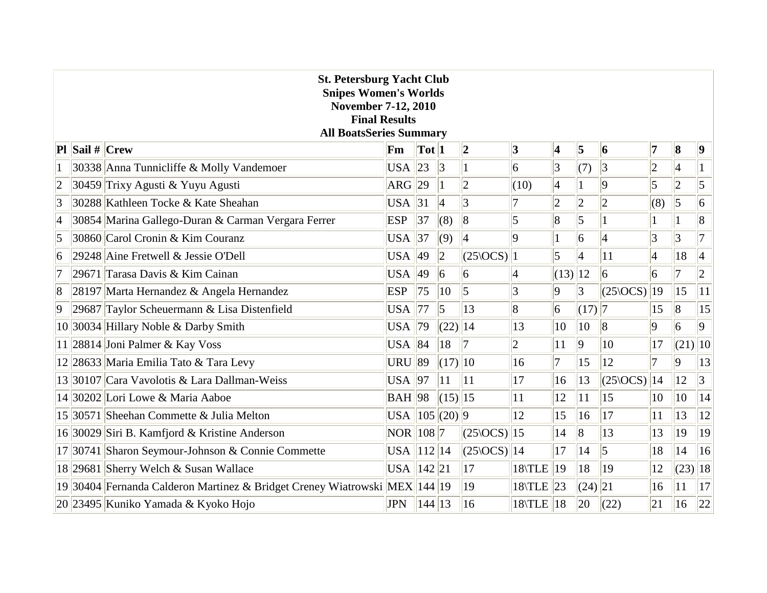**St. Petersburg Yacht Club**
**Snipes Women's Worlds**
**November 7-12, 2010**
**Final Results**
**All BoatsSeries Summary**

| Pl | Sail # | Crew | Fm | Tot | 1 | 2 | 3 | 4 | 5 | 6 | 7 | 8 | 9 |
|---|---|---|---|---|---|---|---|---|---|---|---|---|---|
| 1 | 30338 | Anna Tunnicliffe & Molly Vandemoer | USA | 23 | 3 | 1 | 6 | 3 | (7) | 3 | 2 | 4 | 1 |
| 2 | 30459 | Trixy Agusti & Yuyu Agusti | ARG | 29 | 1 | 2 | (10) | 4 | 1 | 9 | 5 | 2 | 5 |
| 3 | 30288 | Kathleen Tocke & Kate Sheahan | USA | 31 | 4 | 3 | 7 | 2 | 2 | 2 | (8) | 5 | 6 |
| 4 | 30854 | Marina Gallego-Duran & Carman Vergara Ferrer | ESP | 37 | (8) | 8 | 5 | 8 | 5 | 1 | 1 | 1 | 8 |
| 5 | 30860 | Carol Cronin & Kim Couranz | USA | 37 | (9) | 4 | 9 | 1 | 6 | 4 | 3 | 3 | 7 |
| 6 | 29248 | Aine Fretwell & Jessie O'Dell | USA | 49 | 2 | (25\OCS) | 1 | 5 | 4 | 11 | 4 | 18 | 4 |
| 7 | 29671 | Tarasa Davis & Kim Cainan | USA | 49 | 6 | 6 | 4 | (13) | 12 | 6 | 6 | 7 | 2 |
| 8 | 28197 | Marta Hernandez & Angela Hernandez | ESP | 75 | 10 | 5 | 3 | 9 | 3 | (25\OCS) | 19 | 15 | 11 |
| 9 | 29687 | Taylor Scheuermann & Lisa Distenfield | USA | 77 | 5 | 13 | 8 | 6 | (17) | 7 | 15 | 8 | 15 |
| 10 | 30034 | Hillary Noble & Darby Smith | USA | 79 | (22) | 14 | 13 | 10 | 10 | 8 | 9 | 6 | 9 |
| 11 | 28814 | Joni Palmer & Kay Voss | USA | 84 | 18 | 7 | 2 | 11 | 9 | 10 | 17 | (21) | 10 |
| 12 | 28633 | Maria Emilia Tato & Tara Levy | URU | 89 | (17) | 10 | 16 | 7 | 15 | 12 | 7 | 9 | 13 |
| 13 | 30107 | Cara Vavolotis & Lara Dallman-Weiss | USA | 97 | 11 | 11 | 17 | 16 | 13 | (25\OCS) | 14 | 12 | 3 |
| 14 | 30202 | Lori Lowe & Maria Aaboe | BAH | 98 | (15) | 15 | 11 | 12 | 11 | 15 | 10 | 10 | 14 |
| 15 | 30571 | Sheehan Commette & Julia Melton | USA | 105 | (20) | 9 | 12 | 15 | 16 | 17 | 11 | 13 | 12 |
| 16 | 30029 | Siri B. Kamfjord & Kristine Anderson | NOR | 108 | 7 | (25\OCS) | 15 | 14 | 8 | 13 | 13 | 19 | 19 |
| 17 | 30741 | Sharon Seymour-Johnson & Connie Commette | USA | 112 | 14 | (25\OCS) | 14 | 17 | 14 | 5 | 18 | 14 | 16 |
| 18 | 29681 | Sherry Welch & Susan Wallace | USA | 142 | 21 | 17 | 18\TLE | 19 | 18 | 19 | 12 | (23) | 18 |
| 19 | 30404 | Fernanda Calderon Martinez & Bridget Creney Wiatrowski | MEX | 144 | 19 | 19 | 18\TLE | 23 | (24) | 21 | 16 | 11 | 17 |
| 20 | 23495 | Kuniko Yamada & Kyoko Hojo | JPN | 144 | 13 | 16 | 18\TLE | 18 | 20 | (22) | 21 | 16 | 22 |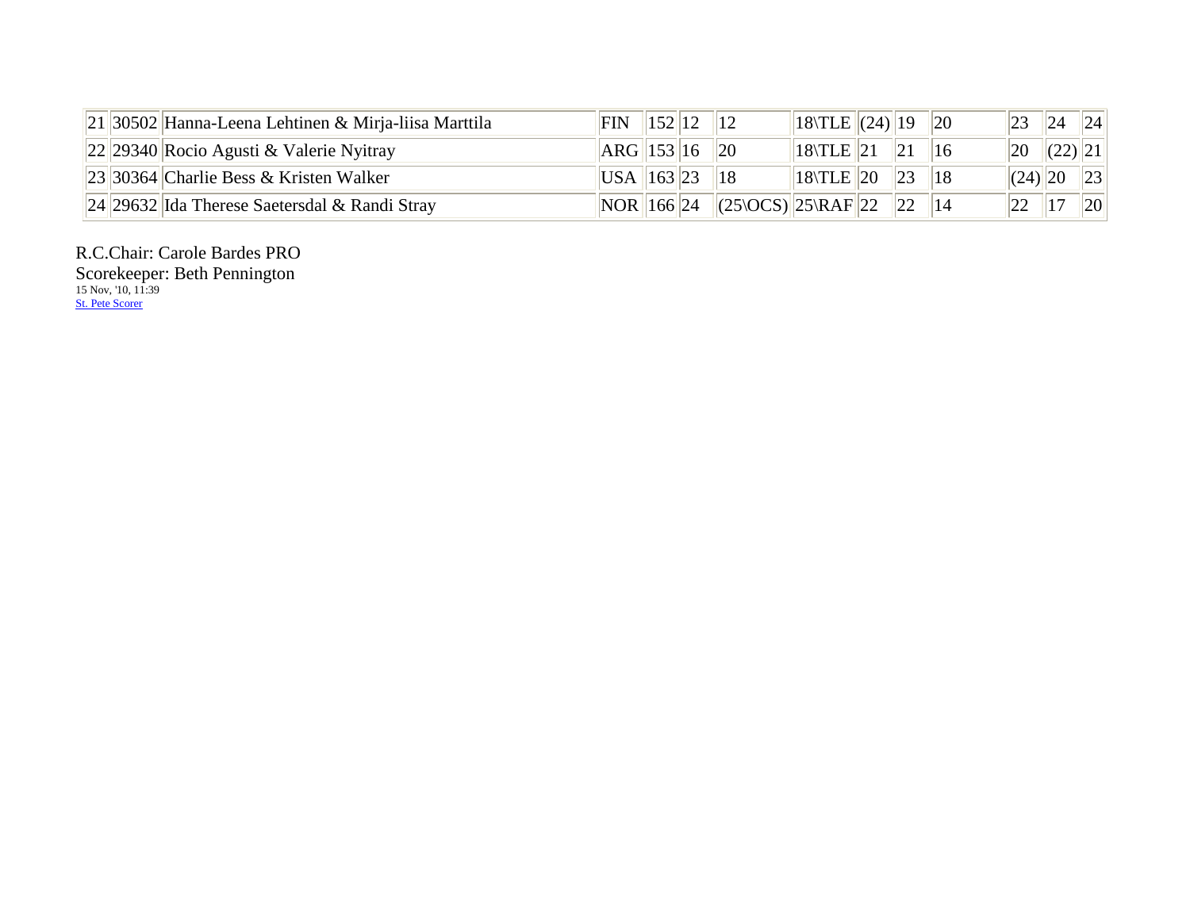| | | | | | | | | | | | | | |
|---|---|---|---|---|---|---|---|---|---|---|---|---|---|
| 21 | 30502 | Hanna-Leena Lehtinen & Mirja-liisa Marttila | FIN | 152 | 12 | 12 | 18\TLE | (24) | 19 | 20 | 23 | 24 | 24 |
| 22 | 29340 | Rocio Agusti & Valerie Nyitray | ARG | 153 | 16 | 20 | 18\TLE | 21 | 21 | 16 | 20 | (22) | 21 |
| 23 | 30364 | Charlie Bess & Kristen Walker | USA | 163 | 23 | 18 | 18\TLE | 20 | 23 | 18 | (24) | 20 | 23 |
| 24 | 29632 | Ida Therese Saetersdal & Randi Stray | NOR | 166 | 24 | (25\OCS) | 25\RAF | 22 | 22 | 14 | 22 | 17 | 20 |

R.C.Chair: Carole Bardes PRO
Scorekeeper: Beth Pennington
15 Nov, '10, 11:39
St. Pete Scorer